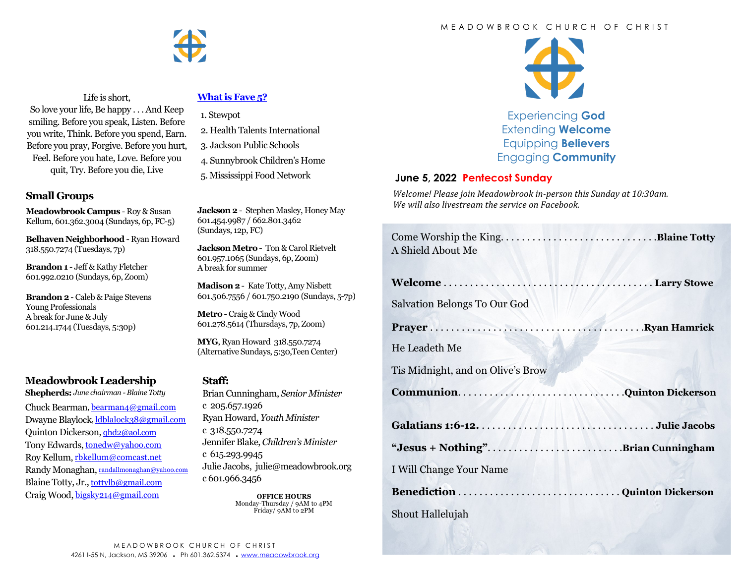Life is short,
So love your life, Be happy . . . And Keep smiling. Before you speak, Listen. Before you write, Think. Before you spend, Earn. Before you pray, Forgive. Before you hurt, Feel. Before you hate, Love. Before you quit, Try. Before you die, Live

## What is Fave 5?

1. Stewpot
2. Health Talents International
3. Jackson Public Schools
4. Sunnybrook Children's Home
5. Mississippi Food Network

## Small Groups

**Meadowbrook Campus** - Roy & Susan Kellum, 601.362.3004 (Sundays, 6p, FC-5)

**Belhaven Neighborhood** - Ryan Howard 318.550.7274 (Tuesdays, 7p)

**Brandon 1** - Jeff & Kathy Fletcher 601.992.0210 (Sundays, 6p, Zoom)

**Brandon 2** - Caleb & Paige Stevens
Young Professionals
A break for June & July
601.214.1744 (Tuesdays, 5:30p)

**Jackson 2** - Stephen Masley, Honey May 601.454.9987 / 662.801.3462 (Sundays, 12p, FC)

**Jackson Metro** - Ton & Carol Rietvelt 601.957.1065 (Sundays, 6p, Zoom)
A break for summer

**Madison 2** - Kate Totty, Amy Nisbett 601.506.7556 / 601.750.2190 (Sundays, 5-7p)

**Metro** - Craig & Cindy Wood 601.278.5614 (Thursdays, 7p, Zoom)

**MYG**, Ryan Howard 318.550.7274 (Alternative Sundays, 5:30,Teen Center)

## Meadowbrook Leadership

**Shepherds:** *June chairman - Blaine Totty*

Chuck Bearman, bearman4@gmail.com
Dwayne Blaylock, ldblalock38@gmail.com
Quinton Dickerson, qhd2@aol.com
Tony Edwards, tonedw@yahoo.com
Roy Kellum, rbkellum@comcast.net
Randy Monaghan, randallmonaghan@yahoo.com
Blaine Totty, Jr., tottylb@gmail.com
Craig Wood, bigsky214@gmail.com

## Staff:

Brian Cunningham, *Senior Minister*
c 205.657.1926
Ryan Howard, *Youth Minister*
c 318.550.7274
Jennifer Blake, *Children's Minister*
c 615.293.9945
Julie Jacobs, julie@meadowbrook.org
c 601.966.3456

**OFFICE HOURS**
Monday-Thursday / 9AM to 4PM
Friday/ 9AM to 2PM

MEADOWBROOK CHURCH OF CHRIST
4261 I-55 N, Jackson, MS 39206 • Ph 601.362.5374 • www.meadowbrook.org

# MEADOWBROOK CHURCH OF CHRIST

Experiencing **God**
Extending **Welcome**
Equipping **Believers**
Engaging **Community**

**June 5, 2022 Pentecost Sunday**

*Welcome! Please join Meadowbrook in-person this Sunday at 10:30am. We will also livestream the service on Facebook.*

Come Worship the King. . . . . . . . . . . . . . . . . . . . . . . . . . . . . **Blaine Totty**
A Shield About Me

**Welcome** . . . . . . . . . . . . . . . . . . . . . . . . . . . . . . . . . . . . . **Larry Stowe**

Salvation Belongs To Our God

**Prayer** . . . . . . . . . . . . . . . . . . . . . . . . . . . . . . . . . . . . . . . **Ryan Hamrick**

He Leadeth Me

Tis Midnight, and on Olive's Brow

**Communion**. . . . . . . . . . . . . . . . . . . . . . . . . . . . . . . **Quinton Dickerson**

**Galatians 1:6-12**. . . . . . . . . . . . . . . . . . . . . . . . . . . . . . . . **Julie Jacobs**

**"Jesus + Nothing"**. . . . . . . . . . . . . . . . . . . . . . . . . **Brian Cunningham**

I Will Change Your Name

**Benediction** . . . . . . . . . . . . . . . . . . . . . . . . . . . . . . **Quinton Dickerson**

Shout Hallelujah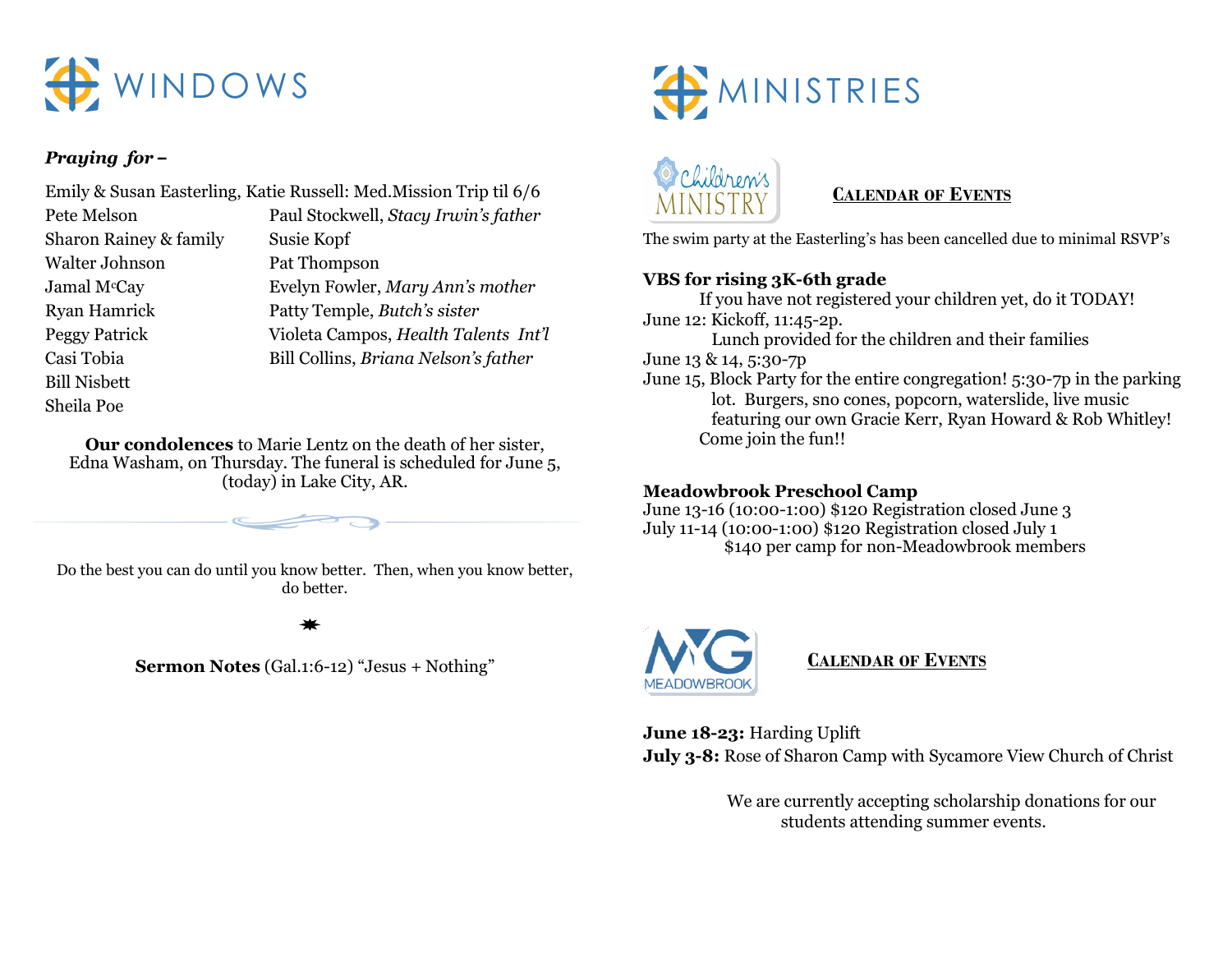# WINDOWS

***Praying for –***

Emily & Susan Easterling, Katie Russell: Med.Mission Trip til 6/6

| | |
|---|---|
| Pete Melson | Paul Stockwell, *Stacy Irwin's father* |
| Sharon Rainey & family | Susie Kopf |
| Walter Johnson | Pat Thompson |
| Jamal McCay | Evelyn Fowler, *Mary Ann's mother* |
| Ryan Hamrick | Patty Temple, *Butch's sister* |
| Peggy Patrick | Violeta Campos, *Health Talents Int'l* |
| Casi Tobia | Bill Collins, *Briana Nelson's father* |
| Bill Nisbett | |
| Sheila Poe | |

**Our condolences** to Marie Lentz on the death of her sister, Edna Washam, on Thursday. The funeral is scheduled for June 5, (today) in Lake City, AR.

Do the best you can do until you know better. Then, when you know better, do better.

**Sermon Notes** (Gal.1:6-12) "Jesus + Nothing"

# MINISTRIES

Children's Ministry

## Calendar of Events

The swim party at the Easterling's has been cancelled due to minimal RSVP's

**VBS for rising 3K-6th grade**

If you have not registered your children yet, do it TODAY!

June 12: Kickoff, 11:45-2p.
Lunch provided for the children and their families

June 13 & 14, 5:30-7p

June 15, Block Party for the entire congregation! 5:30-7p in the parking lot. Burgers, sno cones, popcorn, waterslide, live music featuring our own Gracie Kerr, Ryan Howard & Rob Whitley! Come join the fun!!

**Meadowbrook Preschool Camp**

June 13-16 (10:00-1:00) $120 Registration closed June 3
July 11-14 (10:00-1:00) $120 Registration closed July 1
$140 per camp for non-Meadowbrook members

MYG Meadowbrook

## Calendar of Events

**June 18-23:** Harding Uplift
**July 3-8:** Rose of Sharon Camp with Sycamore View Church of Christ

We are currently accepting scholarship donations for our students attending summer events.